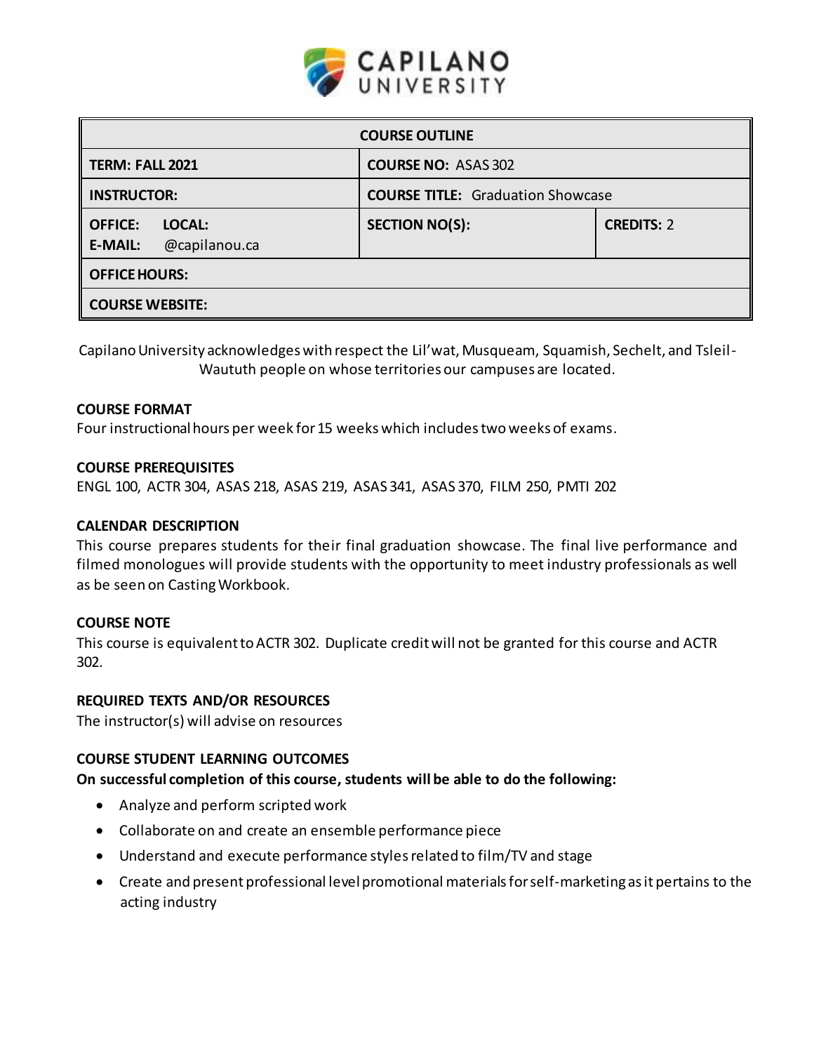CAPILANO UNIVERSITY

| COURSE OUTLINE | | |
|---|---|---|
| **TERM: FALL 2021** | **COURSE NO:** ASAS 302 | |
| **INSTRUCTOR:** | **COURSE TITLE:** Graduation Showcase | |
| **OFFICE:** **LOCAL:** **E-MAIL:** @capilanou.ca | **SECTION NO(S):** | **CREDITS:** 2 |
| **OFFICE HOURS:** | | |
| **COURSE WEBSITE:** | | |

Capilano University acknowledges with respect the Lil'wat, Musqueam, Squamish, Sechelt, and Tsleil-Waututh people on whose territories our campuses are located.

### COURSE FORMAT

Four instructional hours per week for 15 weeks which includes two weeks of exams.

### COURSE PREREQUISITES

ENGL 100, ACTR 304, ASAS 218, ASAS 219, ASAS 341, ASAS 370, FILM 250, PMTI 202

### CALENDAR DESCRIPTION

This course prepares students for their final graduation showcase. The final live performance and filmed monologues will provide students with the opportunity to meet industry professionals as well as be seen on Casting Workbook.

### COURSE NOTE

This course is equivalent to ACTR 302. Duplicate credit will not be granted for this course and ACTR 302.

### REQUIRED TEXTS AND/OR RESOURCES

The instructor(s) will advise on resources

### COURSE STUDENT LEARNING OUTCOMES

**On successful completion of this course, students will be able to do the following:**

- Analyze and perform scripted work
- Collaborate on and create an ensemble performance piece
- Understand and execute performance styles related to film/TV and stage
- Create and present professional level promotional materials for self-marketing as it pertains to the acting industry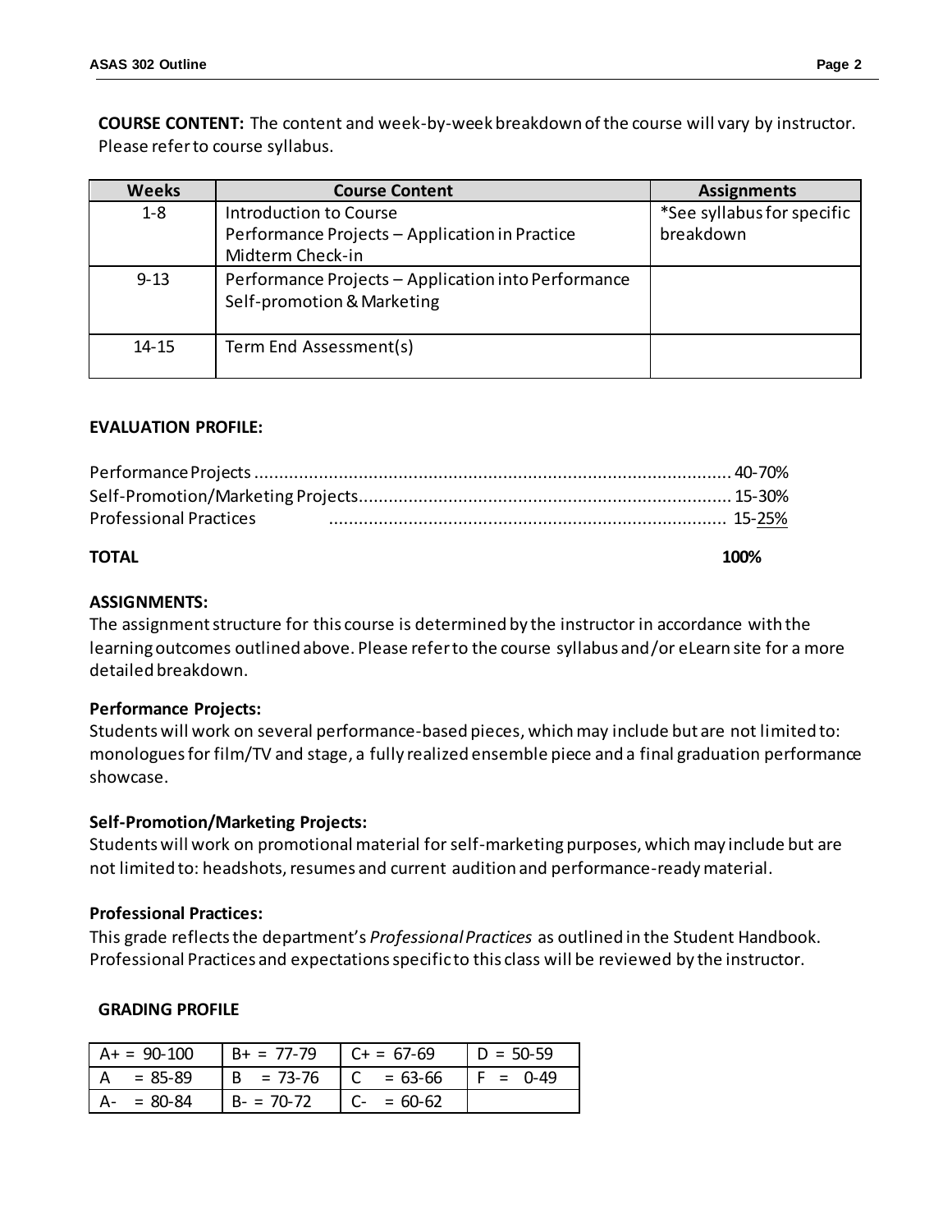**COURSE CONTENT:** The content and week-by-week breakdown of the course will vary by instructor. Please refer to course syllabus.

| Weeks | Course Content | Assignments |
|---|---|---|
| 1-8 | Introduction to Course<br>Performance Projects – Application in Practice<br>Midterm Check-in | *See syllabus for specific breakdown |
| 9-13 | Performance Projects – Application into Performance<br>Self-promotion & Marketing | |
| 14-15 | Term End Assessment(s) | |

**EVALUATION PROFILE:**

Performance Projects ................................................................................................ 40-70%
Self-Promotion/Marketing Projects.......................................................................... 15-30%
Professional Practices ................................................................................ 15-25%

**TOTAL** **100%**

**ASSIGNMENTS:**
The assignment structure for this course is determined by the instructor in accordance with the learning outcomes outlined above. Please refer to the course syllabus and/or eLearn site for a more detailed breakdown.

**Performance Projects:**
Students will work on several performance-based pieces, which may include but are not limited to: monologues for film/TV and stage, a fully realized ensemble piece and a final graduation performance showcase.

**Self-Promotion/Marketing Projects:**
Students will work on promotional material for self-marketing purposes, which may include but are not limited to: headshots, resumes and current audition and performance-ready material.

**Professional Practices:**
This grade reflects the department's *Professional Practices* as outlined in the Student Handbook. Professional Practices and expectations specific to this class will be reviewed by the instructor.

**GRADING PROFILE**

| | | | |
|---|---|---|---|
| A+ = 90-100 | B+ = 77-79 | C+ = 67-69 | D = 50-59 |
| A = 85-89 | B = 73-76 | C = 63-66 | F = 0-49 |
| A- = 80-84 | B- = 70-72 | C- = 60-62 | |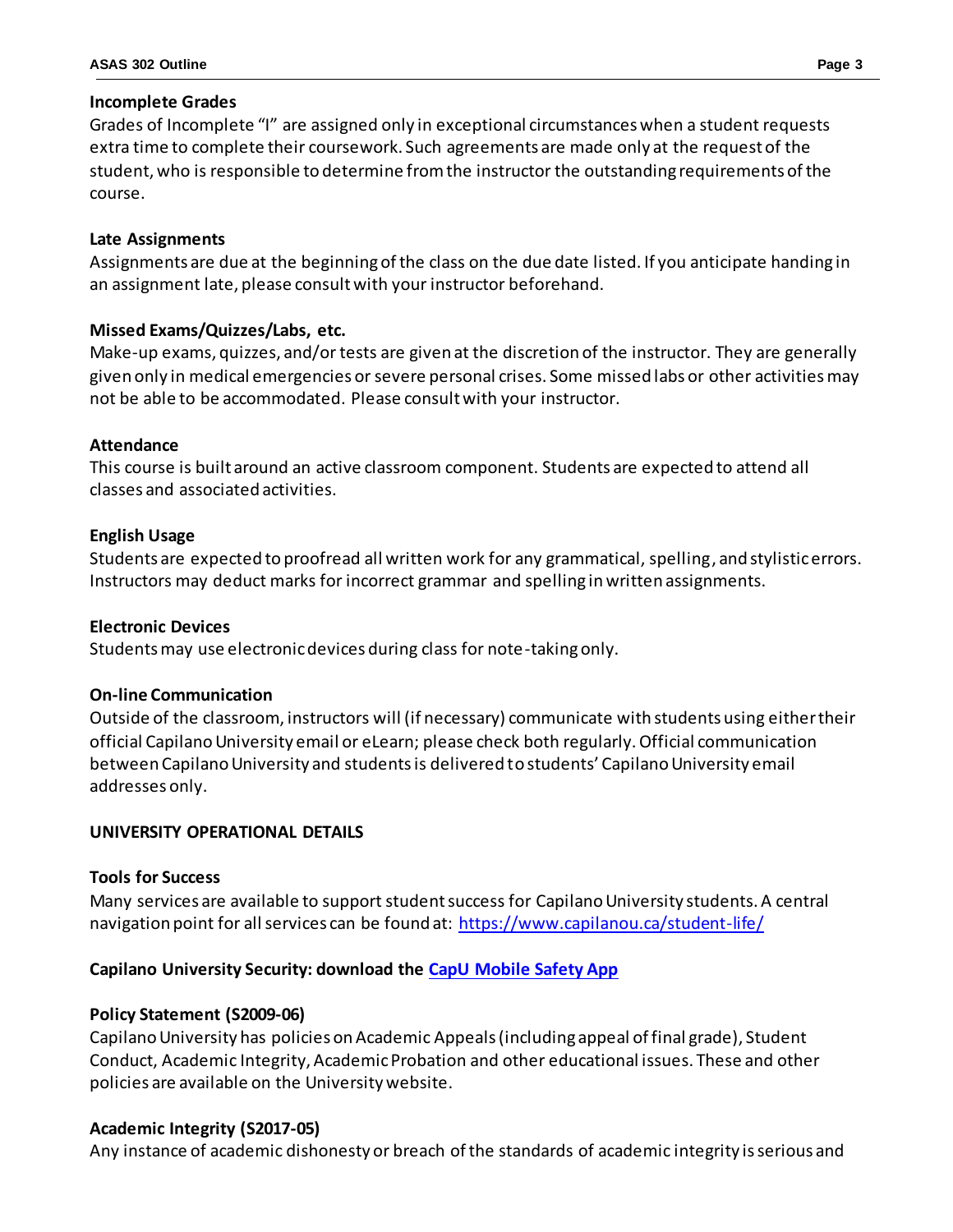### Incomplete Grades

Grades of Incomplete "I" are assigned only in exceptional circumstances when a student requests extra time to complete their coursework. Such agreements are made only at the request of the student, who is responsible to determine from the instructor the outstanding requirements of the course.

### Late Assignments

Assignments are due at the beginning of the class on the due date listed. If you anticipate handing in an assignment late, please consult with your instructor beforehand.

### Missed Exams/Quizzes/Labs, etc.

Make-up exams, quizzes, and/or tests are given at the discretion of the instructor. They are generally given only in medical emergencies or severe personal crises. Some missed labs or other activities may not be able to be accommodated. Please consult with your instructor.

### Attendance

This course is built around an active classroom component. Students are expected to attend all classes and associated activities.

### English Usage

Students are expected to proofread all written work for any grammatical, spelling, and stylistic errors. Instructors may deduct marks for incorrect grammar and spelling in written assignments.

### Electronic Devices

Students may use electronic devices during class for note-taking only.

### On-line Communication

Outside of the classroom, instructors will (if necessary) communicate with students using either their official Capilano University email or eLearn; please check both regularly. Official communication between Capilano University and students is delivered to students' Capilano University email addresses only.

## UNIVERSITY OPERATIONAL DETAILS

### Tools for Success

Many services are available to support student success for Capilano University students. A central navigation point for all services can be found at: [https://www.capilanou.ca/student-life/](https://www.capilanou.ca/student-life/)

### Capilano University Security: download the [CapU Mobile Safety App](#)

### Policy Statement (S2009-06)

Capilano University has policies on Academic Appeals (including appeal of final grade), Student Conduct, Academic Integrity, Academic Probation and other educational issues. These and other policies are available on the University website.

### Academic Integrity (S2017-05)

Any instance of academic dishonesty or breach of the standards of academic integrity is serious and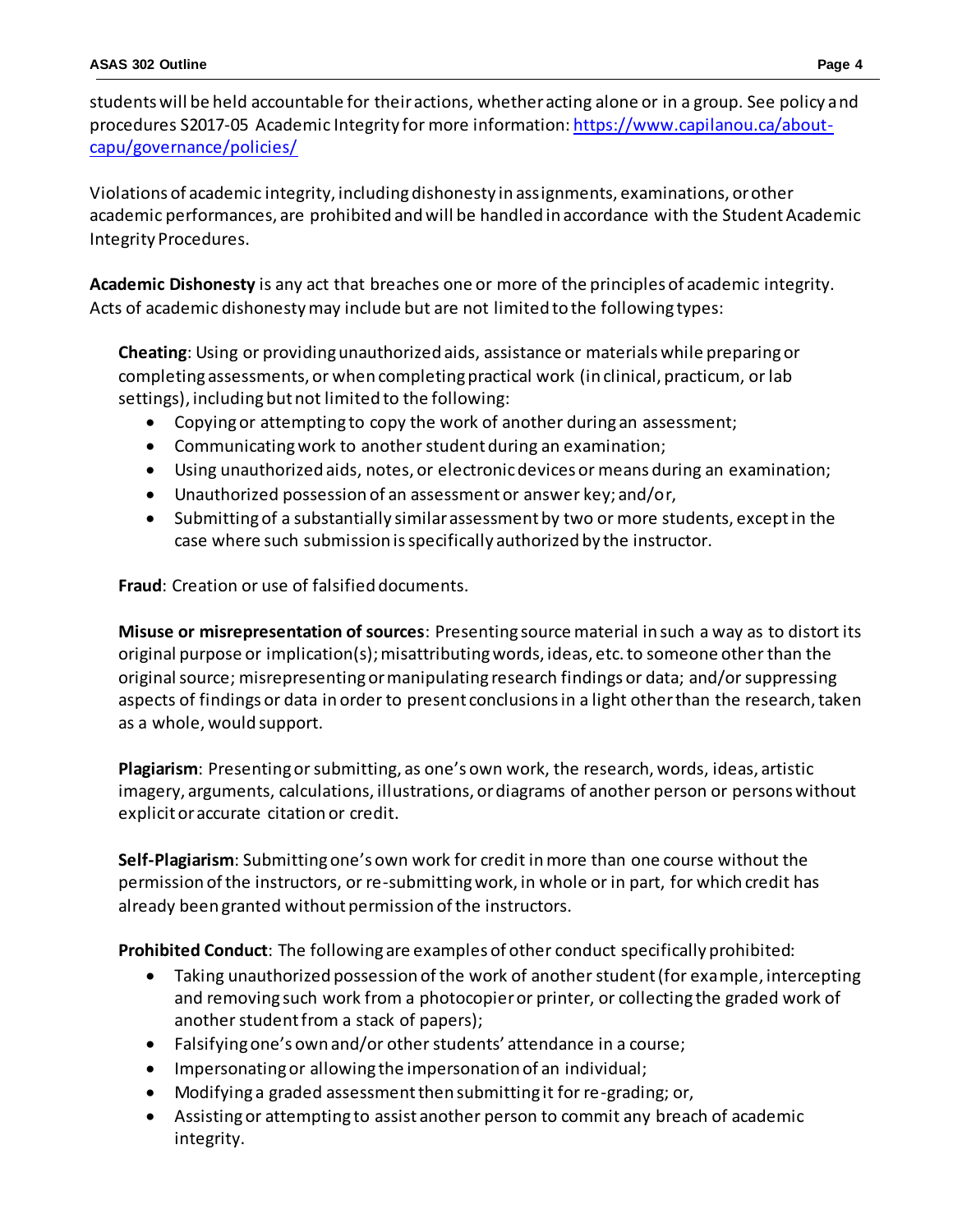students will be held accountable for their actions, whether acting alone or in a group. See policy and procedures S2017-05 Academic Integrity for more information: [https://www.capilanou.ca/about-capu/governance/policies/](https://www.capilanou.ca/about-capu/governance/policies/)

Violations of academic integrity, including dishonesty in assignments, examinations, or other academic performances, are prohibited and will be handled in accordance with the Student Academic Integrity Procedures.

**Academic Dishonesty** is any act that breaches one or more of the principles of academic integrity. Acts of academic dishonesty may include but are not limited to the following types:

**Cheating**: Using or providing unauthorized aids, assistance or materials while preparing or completing assessments, or when completing practical work (in clinical, practicum, or lab settings), including but not limited to the following:

- Copying or attempting to copy the work of another during an assessment;
- Communicating work to another student during an examination;
- Using unauthorized aids, notes, or electronic devices or means during an examination;
- Unauthorized possession of an assessment or answer key; and/or,
- Submitting of a substantially similar assessment by two or more students, except in the case where such submission is specifically authorized by the instructor.

**Fraud**: Creation or use of falsified documents.

**Misuse or misrepresentation of sources**: Presenting source material in such a way as to distort its original purpose or implication(s); misattributing words, ideas, etc. to someone other than the original source; misrepresenting or manipulating research findings or data; and/or suppressing aspects of findings or data in order to present conclusions in a light other than the research, taken as a whole, would support.

**Plagiarism**: Presenting or submitting, as one's own work, the research, words, ideas, artistic imagery, arguments, calculations, illustrations, or diagrams of another person or persons without explicit or accurate citation or credit.

**Self-Plagiarism**: Submitting one's own work for credit in more than one course without the permission of the instructors, or re-submitting work, in whole or in part, for which credit has already been granted without permission of the instructors.

**Prohibited Conduct**: The following are examples of other conduct specifically prohibited:

- Taking unauthorized possession of the work of another student (for example, intercepting and removing such work from a photocopier or printer, or collecting the graded work of another student from a stack of papers);
- Falsifying one's own and/or other students' attendance in a course;
- Impersonating or allowing the impersonation of an individual;
- Modifying a graded assessment then submitting it for re-grading; or,
- Assisting or attempting to assist another person to commit any breach of academic integrity.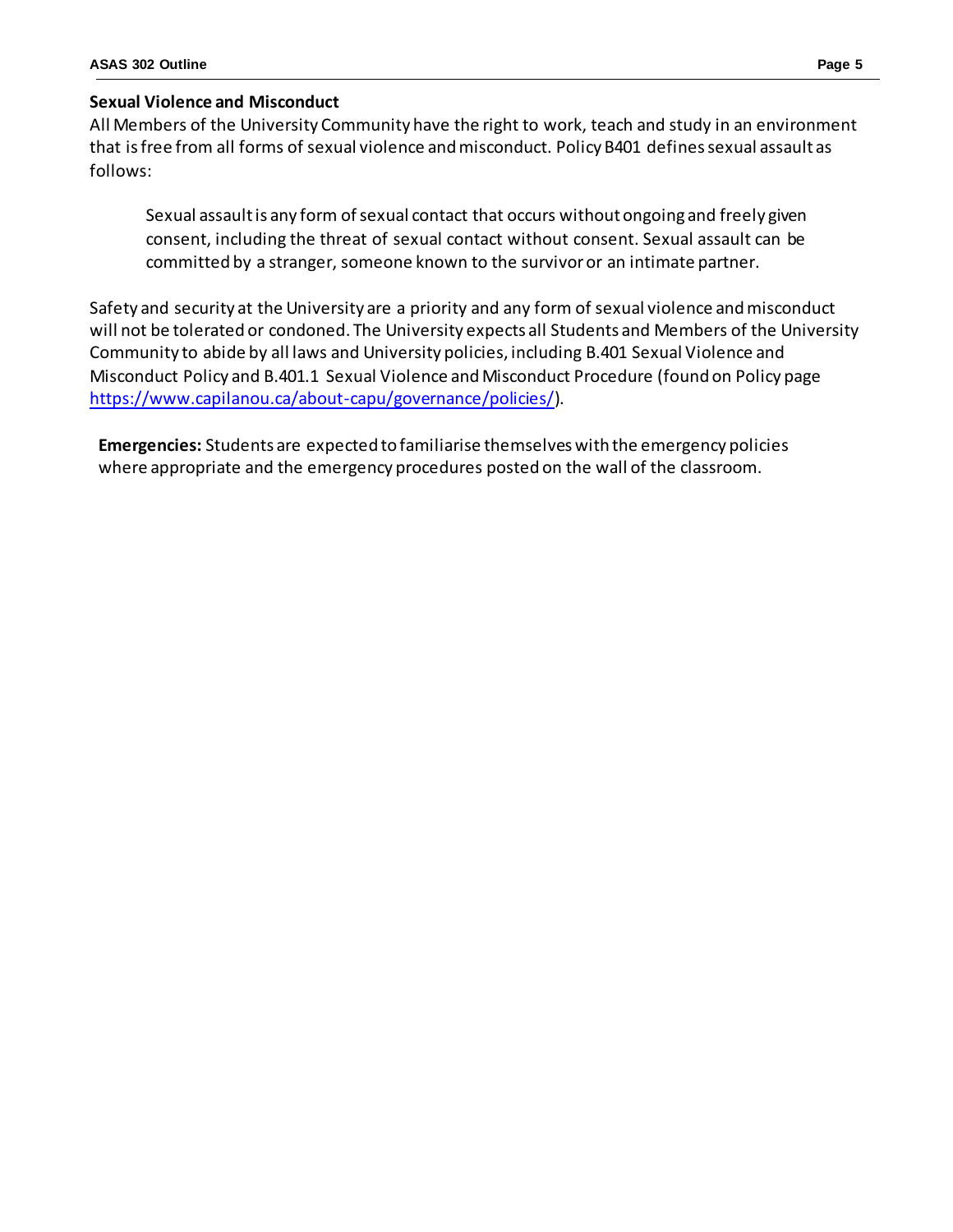**Sexual Violence and Misconduct**

All Members of the University Community have the right to work, teach and study in an environment that is free from all forms of sexual violence and misconduct. Policy B401 defines sexual assault as follows:

> Sexual assault is any form of sexual contact that occurs without ongoing and freely given consent, including the threat of sexual contact without consent. Sexual assault can be committed by a stranger, someone known to the survivor or an intimate partner.

Safety and security at the University are a priority and any form of sexual violence and misconduct will not be tolerated or condoned. The University expects all Students and Members of the University Community to abide by all laws and University policies, including B.401 Sexual Violence and Misconduct Policy and B.401.1 Sexual Violence and Misconduct Procedure (found on Policy page https://www.capilanou.ca/about-capu/governance/policies/).

**Emergencies:** Students are expected to familiarise themselves with the emergency policies where appropriate and the emergency procedures posted on the wall of the classroom.